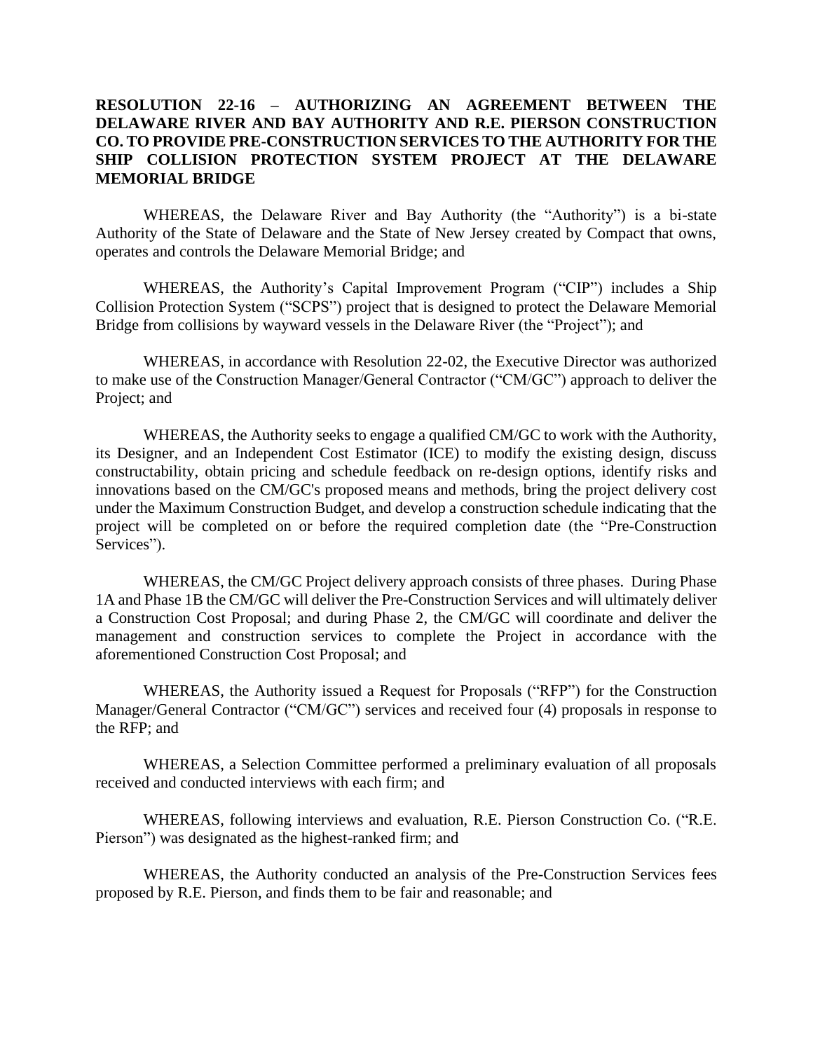**RESOLUTION 22-16 – AUTHORIZING AN AGREEMENT BETWEEN THE DELAWARE RIVER AND BAY AUTHORITY AND R.E. PIERSON CONSTRUCTION CO. TO PROVIDE PRE-CONSTRUCTION SERVICES TO THE AUTHORITY FOR THE SHIP COLLISION PROTECTION SYSTEM PROJECT AT THE DELAWARE MEMORIAL BRIDGE**

WHEREAS, the Delaware River and Bay Authority (the "Authority") is a bi-state Authority of the State of Delaware and the State of New Jersey created by Compact that owns, operates and controls the Delaware Memorial Bridge; and

WHEREAS, the Authority's Capital Improvement Program ("CIP") includes a Ship Collision Protection System ("SCPS") project that is designed to protect the Delaware Memorial Bridge from collisions by wayward vessels in the Delaware River (the "Project"); and

WHEREAS, in accordance with Resolution 22-02, the Executive Director was authorized to make use of the Construction Manager/General Contractor ("CM/GC") approach to deliver the Project; and

WHEREAS, the Authority seeks to engage a qualified CM/GC to work with the Authority, its Designer, and an Independent Cost Estimator (ICE) to modify the existing design, discuss constructability, obtain pricing and schedule feedback on re-design options, identify risks and innovations based on the CM/GC's proposed means and methods, bring the project delivery cost under the Maximum Construction Budget, and develop a construction schedule indicating that the project will be completed on or before the required completion date (the "Pre-Construction Services").

WHEREAS, the CM/GC Project delivery approach consists of three phases. During Phase 1A and Phase 1B the CM/GC will deliver the Pre-Construction Services and will ultimately deliver a Construction Cost Proposal; and during Phase 2, the CM/GC will coordinate and deliver the management and construction services to complete the Project in accordance with the aforementioned Construction Cost Proposal; and

WHEREAS, the Authority issued a Request for Proposals ("RFP") for the Construction Manager/General Contractor ("CM/GC") services and received four (4) proposals in response to the RFP; and

WHEREAS, a Selection Committee performed a preliminary evaluation of all proposals received and conducted interviews with each firm; and

WHEREAS, following interviews and evaluation, R.E. Pierson Construction Co. ("R.E. Pierson") was designated as the highest-ranked firm; and

WHEREAS, the Authority conducted an analysis of the Pre-Construction Services fees proposed by R.E. Pierson, and finds them to be fair and reasonable; and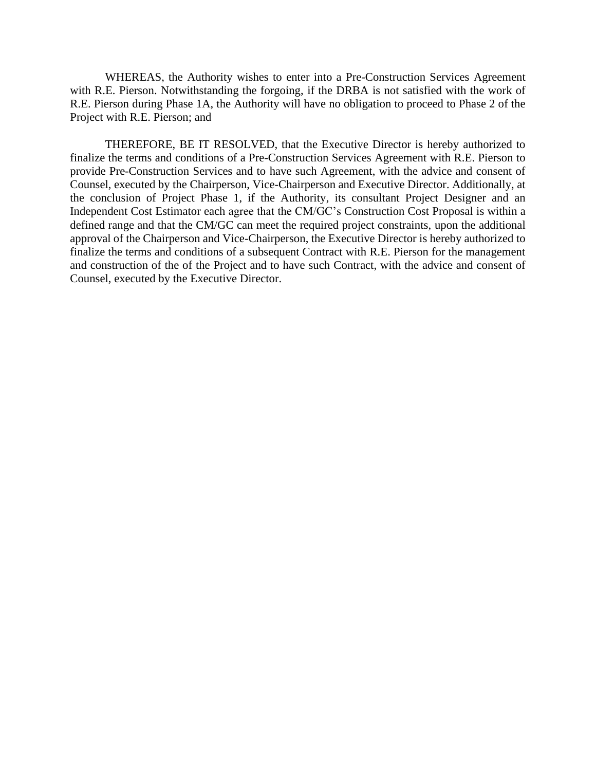WHEREAS, the Authority wishes to enter into a Pre-Construction Services Agreement with R.E. Pierson. Notwithstanding the forgoing, if the DRBA is not satisfied with the work of R.E. Pierson during Phase 1A, the Authority will have no obligation to proceed to Phase 2 of the Project with R.E. Pierson; and

THEREFORE, BE IT RESOLVED, that the Executive Director is hereby authorized to finalize the terms and conditions of a Pre-Construction Services Agreement with R.E. Pierson to provide Pre-Construction Services and to have such Agreement, with the advice and consent of Counsel, executed by the Chairperson, Vice-Chairperson and Executive Director. Additionally, at the conclusion of Project Phase 1, if the Authority, its consultant Project Designer and an Independent Cost Estimator each agree that the CM/GC's Construction Cost Proposal is within a defined range and that the CM/GC can meet the required project constraints, upon the additional approval of the Chairperson and Vice-Chairperson, the Executive Director is hereby authorized to finalize the terms and conditions of a subsequent Contract with R.E. Pierson for the management and construction of the of the Project and to have such Contract, with the advice and consent of Counsel, executed by the Executive Director.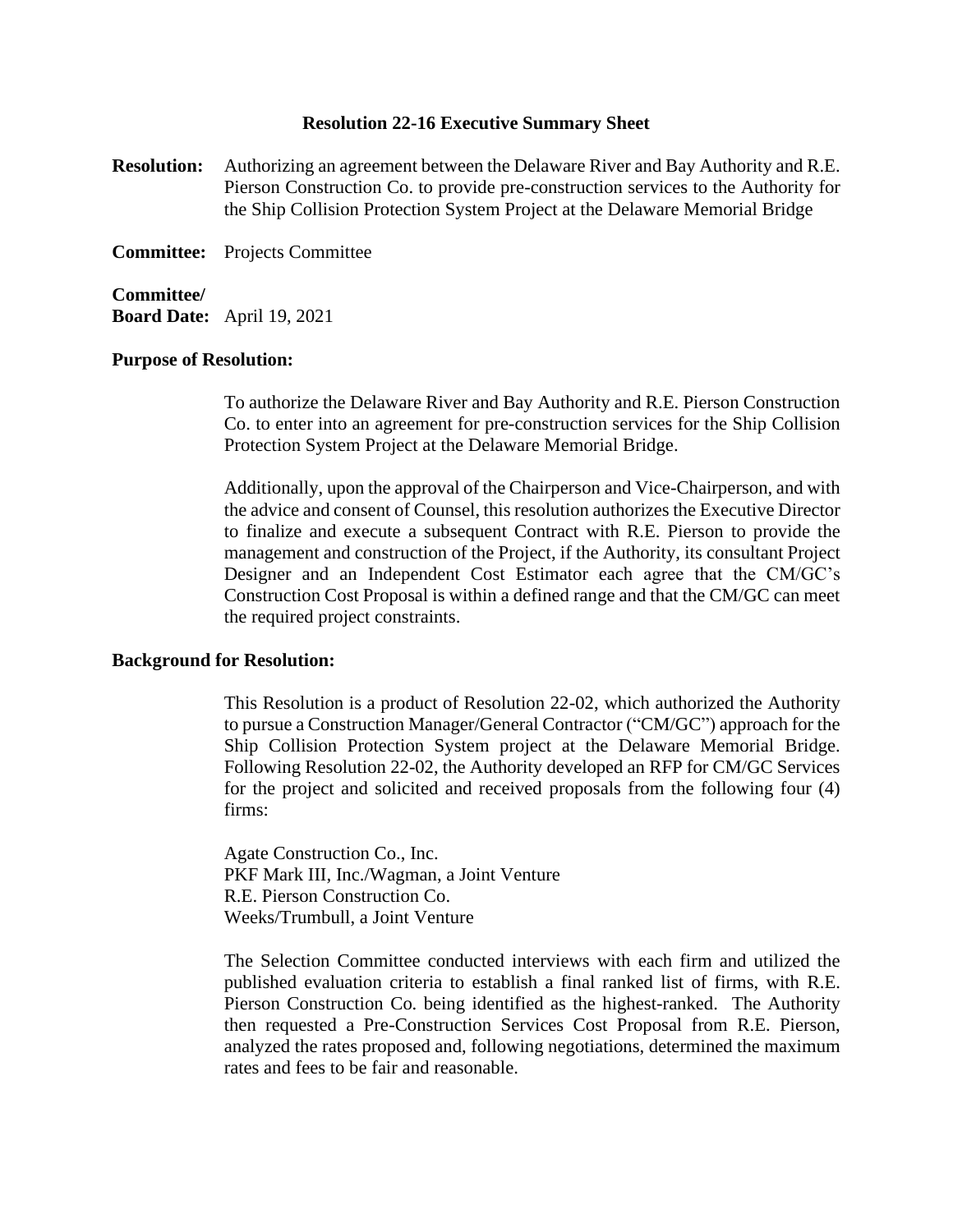**Resolution 22-16 Executive Summary Sheet**

**Resolution:** Authorizing an agreement between the Delaware River and Bay Authority and R.E. Pierson Construction Co. to provide pre-construction services to the Authority for the Ship Collision Protection System Project at the Delaware Memorial Bridge

**Committee:** Projects Committee

**Committee/ Board Date:** April 19, 2021

**Purpose of Resolution:**

To authorize the Delaware River and Bay Authority and R.E. Pierson Construction Co. to enter into an agreement for pre-construction services for the Ship Collision Protection System Project at the Delaware Memorial Bridge.

Additionally, upon the approval of the Chairperson and Vice-Chairperson, and with the advice and consent of Counsel, this resolution authorizes the Executive Director to finalize and execute a subsequent Contract with R.E. Pierson to provide the management and construction of the Project, if the Authority, its consultant Project Designer and an Independent Cost Estimator each agree that the CM/GC's Construction Cost Proposal is within a defined range and that the CM/GC can meet the required project constraints.

**Background for Resolution:**

This Resolution is a product of Resolution 22-02, which authorized the Authority to pursue a Construction Manager/General Contractor ("CM/GC") approach for the Ship Collision Protection System project at the Delaware Memorial Bridge. Following Resolution 22-02, the Authority developed an RFP for CM/GC Services for the project and solicited and received proposals from the following four (4) firms:

Agate Construction Co., Inc.
PKF Mark III, Inc./Wagman, a Joint Venture
R.E. Pierson Construction Co.
Weeks/Trumbull, a Joint Venture

The Selection Committee conducted interviews with each firm and utilized the published evaluation criteria to establish a final ranked list of firms, with R.E. Pierson Construction Co. being identified as the highest-ranked. The Authority then requested a Pre-Construction Services Cost Proposal from R.E. Pierson, analyzed the rates proposed and, following negotiations, determined the maximum rates and fees to be fair and reasonable.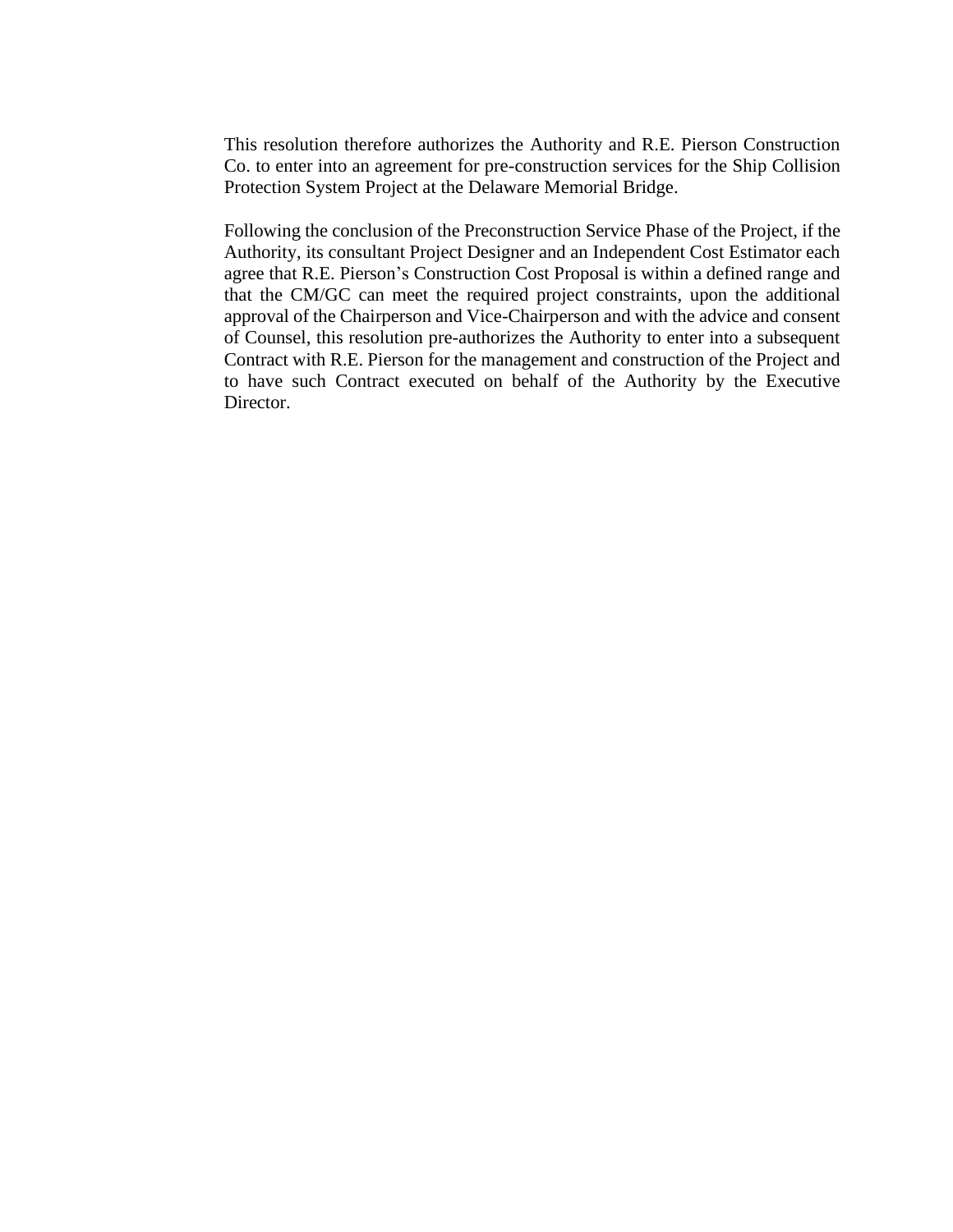This resolution therefore authorizes the Authority and R.E. Pierson Construction Co. to enter into an agreement for pre-construction services for the Ship Collision Protection System Project at the Delaware Memorial Bridge.

Following the conclusion of the Preconstruction Service Phase of the Project, if the Authority, its consultant Project Designer and an Independent Cost Estimator each agree that R.E. Pierson's Construction Cost Proposal is within a defined range and that the CM/GC can meet the required project constraints, upon the additional approval of the Chairperson and Vice-Chairperson and with the advice and consent of Counsel, this resolution pre-authorizes the Authority to enter into a subsequent Contract with R.E. Pierson for the management and construction of the Project and to have such Contract executed on behalf of the Authority by the Executive Director.